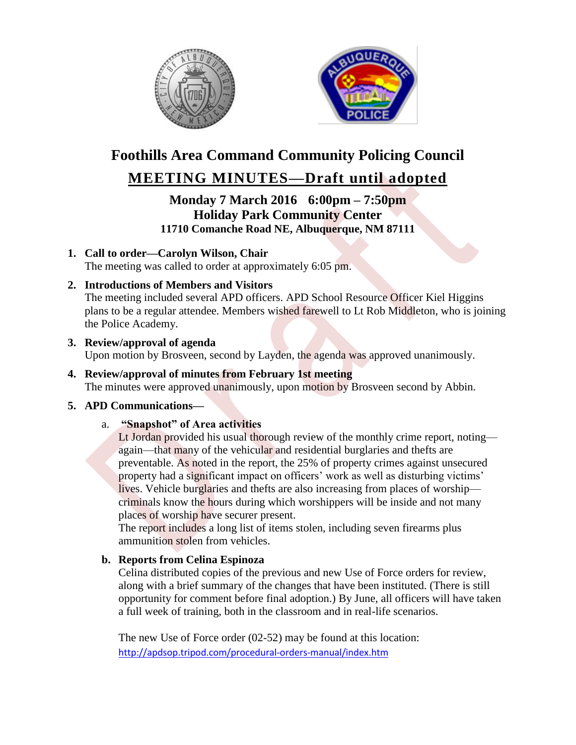# Foothills Area Command Community Policing Council

## MEETING MINUTES—Draft until adopted

### Monday 7 March 2016 6:00pm – 7:50pm
### Holiday Park Community Center
**11710 Comanche Road NE, Albuquerque, NM 87111**

1. **Call to order—Carolyn Wilson, Chair**
   The meeting was called to order at approximately 6:05 pm.

2. **Introductions of Members and Visitors**
   The meeting included several APD officers. APD School Resource Officer Kiel Higgins plans to be a regular attendee. Members wished farewell to Lt Rob Middleton, who is joining the Police Academy.

3. **Review/approval of agenda**
   Upon motion by Brosveen, second by Layden, the agenda was approved unanimously.

4. **Review/approval of minutes from February 1st meeting**
   The minutes were approved unanimously, upon motion by Brosveen second by Abbin.

5. **APD Communications—**

   a. **"Snapshot" of Area activities**
   Lt Jordan provided his usual thorough review of the monthly crime report, noting—again—that many of the vehicular and residential burglaries and thefts are preventable. As noted in the report, the 25% of property crimes against unsecured property had a significant impact on officers' work as well as disturbing victims' lives. Vehicle burglaries and thefts are also increasing from places of worship—criminals know the hours during which worshippers will be inside and not many places of worship have securer present.
   The report includes a long list of items stolen, including seven firearms plus ammunition stolen from vehicles.

   b. **Reports from Celina Espinoza**
   Celina distributed copies of the previous and new Use of Force orders for review, along with a brief summary of the changes that have been instituted. (There is still opportunity for comment before final adoption.) By June, all officers will have taken a full week of training, both in the classroom and in real-life scenarios.

   The new Use of Force order (02-52) may be found at this location:
   http://apdsop.tripod.com/procedural-orders-manual/index.htm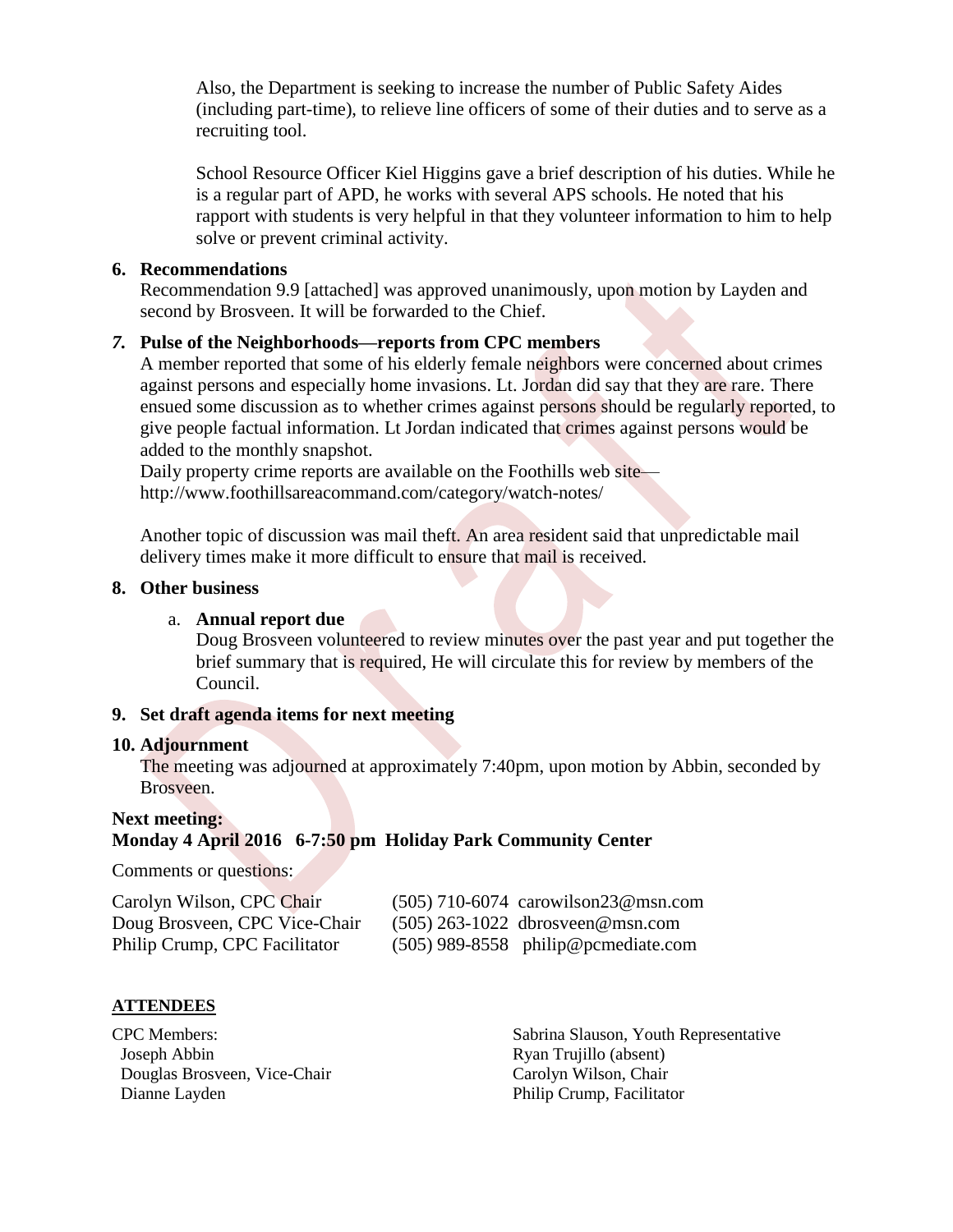Also, the Department is seeking to increase the number of Public Safety Aides (including part-time), to relieve line officers of some of their duties and to serve as a recruiting tool.

School Resource Officer Kiel Higgins gave a brief description of his duties. While he is a regular part of APD, he works with several APS schools. He noted that his rapport with students is very helpful in that they volunteer information to him to help solve or prevent criminal activity.

**6. Recommendations**

Recommendation 9.9 [attached] was approved unanimously, upon motion by Layden and second by Brosveen. It will be forwarded to the Chief.

***7.* Pulse of the Neighborhoods—reports from CPC members**

A member reported that some of his elderly female neighbors were concerned about crimes against persons and especially home invasions. Lt. Jordan did say that they are rare. There ensued some discussion as to whether crimes against persons should be regularly reported, to give people factual information. Lt Jordan indicated that crimes against persons would be added to the monthly snapshot.

Daily property crime reports are available on the Foothills web site—
http://www.foothillsareacommand.com/category/watch-notes/

Another topic of discussion was mail theft. An area resident said that unpredictable mail delivery times make it more difficult to ensure that mail is received.

**8. Other business**

a. **Annual report due**

Doug Brosveen volunteered to review minutes over the past year and put together the brief summary that is required, He will circulate this for review by members of the Council.

**9. Set draft agenda items for next meeting**

**10. Adjournment**

The meeting was adjourned at approximately 7:40pm, upon motion by Abbin, seconded by Brosveen.

**Next meeting:**
**Monday 4 April 2016 6-7:50 pm Holiday Park Community Center**

Comments or questions:

Carolyn Wilson, CPC Chair (505) 710-6074 carowilson23@msn.com
Doug Brosveen, CPC Vice-Chair (505) 263-1022 dbrosveen@msn.com
Philip Crump, CPC Facilitator (505) 989-8558 philip@pcmediate.com

**ATTENDEES**

CPC Members:
- Joseph Abbin
- Douglas Brosveen, Vice-Chair
- Dianne Layden
- Sabrina Slauson, Youth Representative
- Ryan Trujillo (absent)
- Carolyn Wilson, Chair
- Philip Crump, Facilitator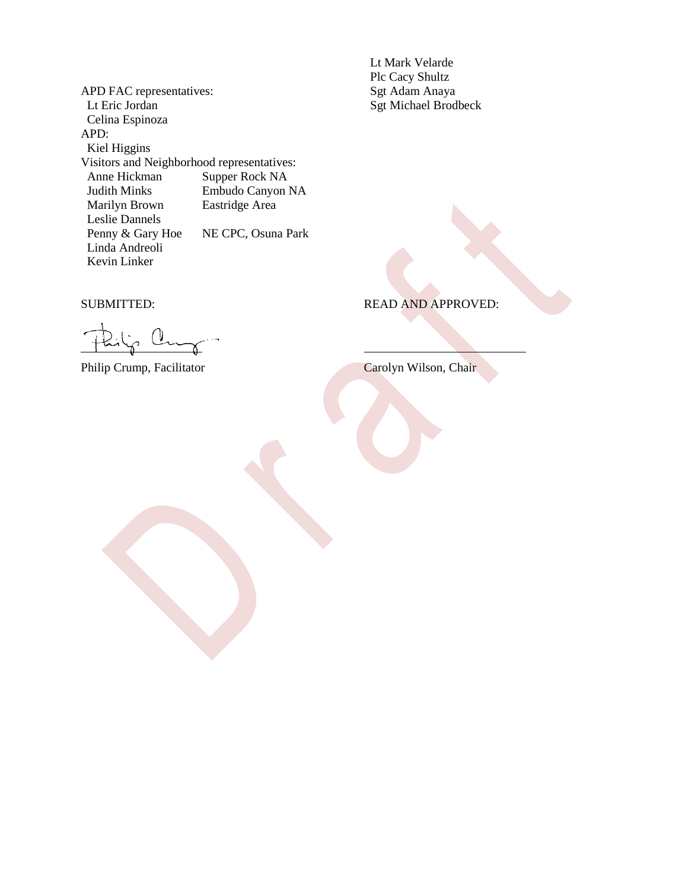APD FAC representatives:
- Lt Eric Jordan
- Celina Espinoza

APD:
- Kiel Higgins

Visitors and Neighborhood representatives:

| Name | Affiliation |
| --- | --- |
| Anne Hickman | Supper Rock NA |
| Judith Minks | Embudo Canyon NA |
| Marilyn Brown | Eastridge Area |
| Leslie Dannels | |
| Penny & Gary Hoe | NE CPC, Osuna Park |
| Linda Andreoli | |
| Kevin Linker | |

- Lt Mark Velarde
- Plc Cacy Shultz
- Sgt Adam Anaya
- Sgt Michael Brodbeck

SUBMITTED:

Philip Crump, Facilitator

READ AND APPROVED:

Carolyn Wilson, Chair

Draft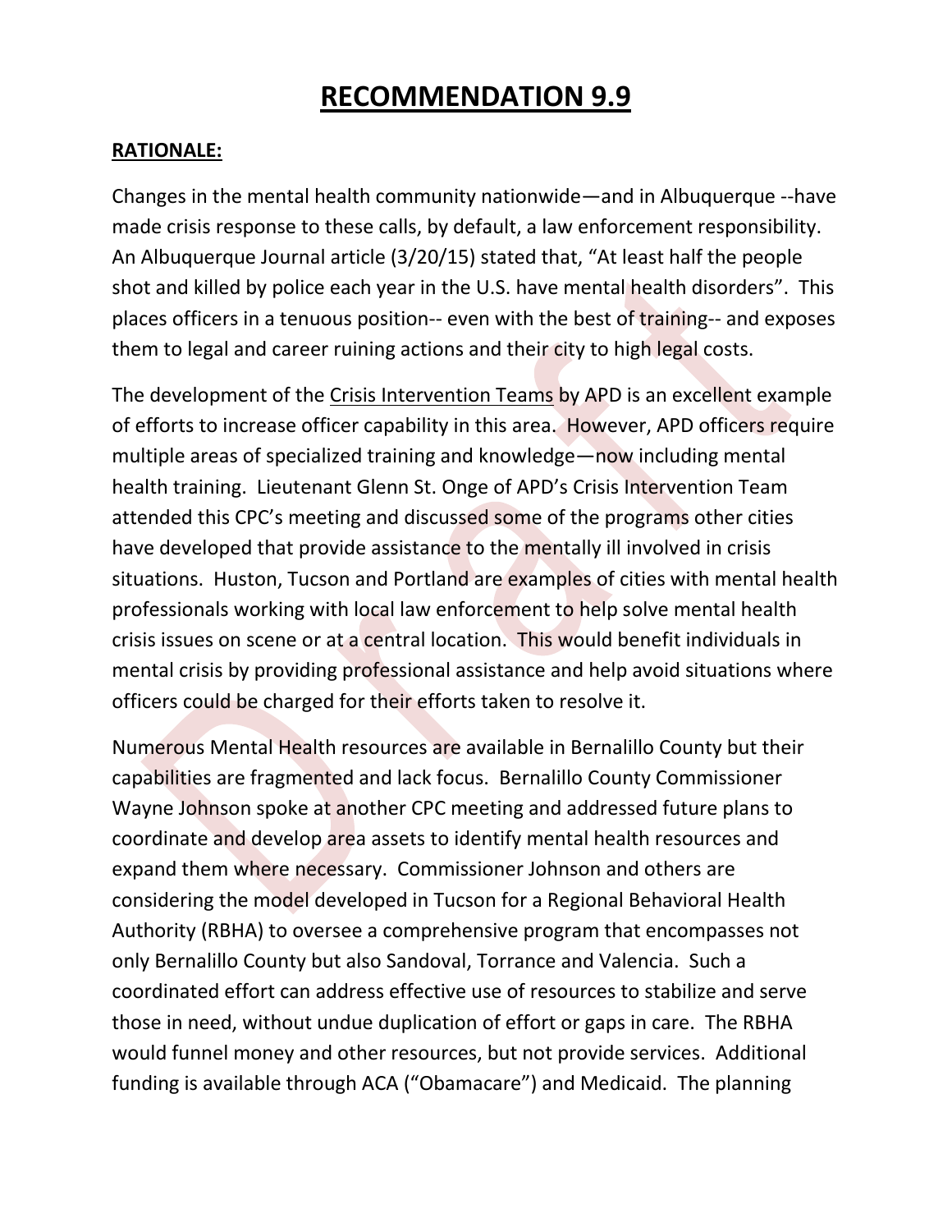# RECOMMENDATION 9.9

**RATIONALE:**

Changes in the mental health community nationwide—and in Albuquerque --have made crisis response to these calls, by default, a law enforcement responsibility. An Albuquerque Journal article (3/20/15) stated that, "At least half the people shot and killed by police each year in the U.S. have mental health disorders". This places officers in a tenuous position-- even with the best of training-- and exposes them to legal and career ruining actions and their city to high legal costs.

The development of the Crisis Intervention Teams by APD is an excellent example of efforts to increase officer capability in this area. However, APD officers require multiple areas of specialized training and knowledge—now including mental health training. Lieutenant Glenn St. Onge of APD's Crisis Intervention Team attended this CPC's meeting and discussed some of the programs other cities have developed that provide assistance to the mentally ill involved in crisis situations. Huston, Tucson and Portland are examples of cities with mental health professionals working with local law enforcement to help solve mental health crisis issues on scene or at a central location. This would benefit individuals in mental crisis by providing professional assistance and help avoid situations where officers could be charged for their efforts taken to resolve it.

Numerous Mental Health resources are available in Bernalillo County but their capabilities are fragmented and lack focus. Bernalillo County Commissioner Wayne Johnson spoke at another CPC meeting and addressed future plans to coordinate and develop area assets to identify mental health resources and expand them where necessary. Commissioner Johnson and others are considering the model developed in Tucson for a Regional Behavioral Health Authority (RBHA) to oversee a comprehensive program that encompasses not only Bernalillo County but also Sandoval, Torrance and Valencia. Such a coordinated effort can address effective use of resources to stabilize and serve those in need, without undue duplication of effort or gaps in care. The RBHA would funnel money and other resources, but not provide services. Additional funding is available through ACA ("Obamacare") and Medicaid. The planning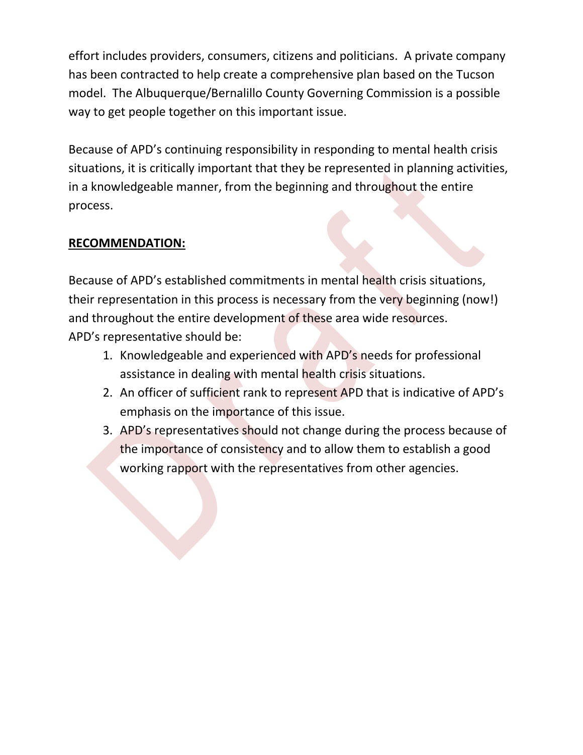effort includes providers, consumers, citizens and politicians. A private company has been contracted to help create a comprehensive plan based on the Tucson model. The Albuquerque/Bernalillo County Governing Commission is a possible way to get people together on this important issue.

Because of APD's continuing responsibility in responding to mental health crisis situations, it is critically important that they be represented in planning activities, in a knowledgeable manner, from the beginning and throughout the entire process.

**RECOMMENDATION:**

Because of APD's established commitments in mental health crisis situations, their representation in this process is necessary from the very beginning (now!) and throughout the entire development of these area wide resources.
APD's representative should be:

1. Knowledgeable and experienced with APD's needs for professional assistance in dealing with mental health crisis situations.
2. An officer of sufficient rank to represent APD that is indicative of APD's emphasis on the importance of this issue.
3. APD's representatives should not change during the process because of the importance of consistency and to allow them to establish a good working rapport with the representatives from other agencies.